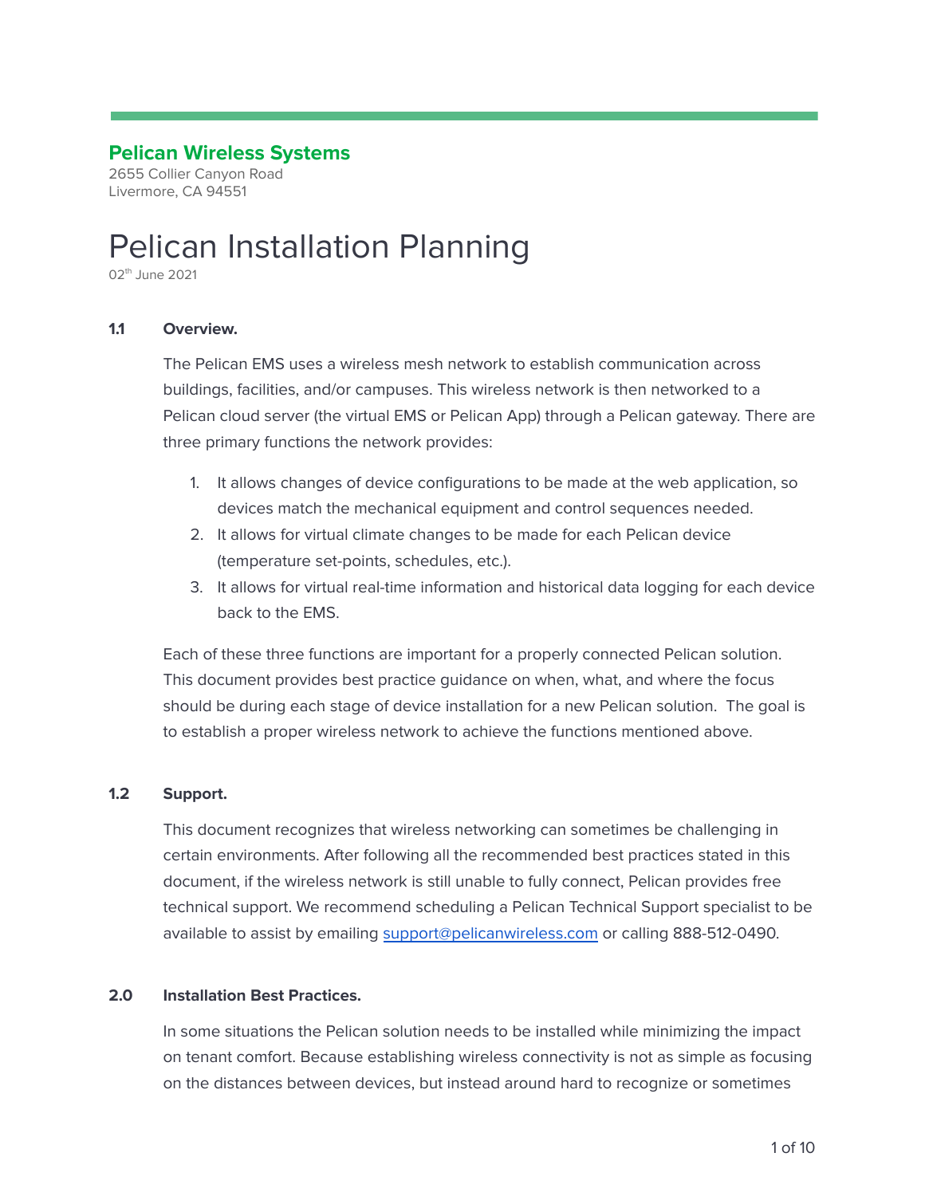**Pelican Wireless Systems**
2655 Collier Canyon Road
Livermore, CA 94551

# Pelican Installation Planning

02th June 2021

### 1.1 Overview.

The Pelican EMS uses a wireless mesh network to establish communication across buildings, facilities, and/or campuses. This wireless network is then networked to a Pelican cloud server (the virtual EMS or Pelican App) through a Pelican gateway. There are three primary functions the network provides:

1. It allows changes of device configurations to be made at the web application, so devices match the mechanical equipment and control sequences needed.
2. It allows for virtual climate changes to be made for each Pelican device (temperature set-points, schedules, etc.).
3. It allows for virtual real-time information and historical data logging for each device back to the EMS.

Each of these three functions are important for a properly connected Pelican solution. This document provides best practice guidance on when, what, and where the focus should be during each stage of device installation for a new Pelican solution. The goal is to establish a proper wireless network to achieve the functions mentioned above.

### 1.2 Support.

This document recognizes that wireless networking can sometimes be challenging in certain environments. After following all the recommended best practices stated in this document, if the wireless network is still unable to fully connect, Pelican provides free technical support. We recommend scheduling a Pelican Technical Support specialist to be available to assist by emailing support@pelicanwireless.com or calling 888-512-0490.

### 2.0 Installation Best Practices.

In some situations the Pelican solution needs to be installed while minimizing the impact on tenant comfort. Because establishing wireless connectivity is not as simple as focusing on the distances between devices, but instead around hard to recognize or sometimes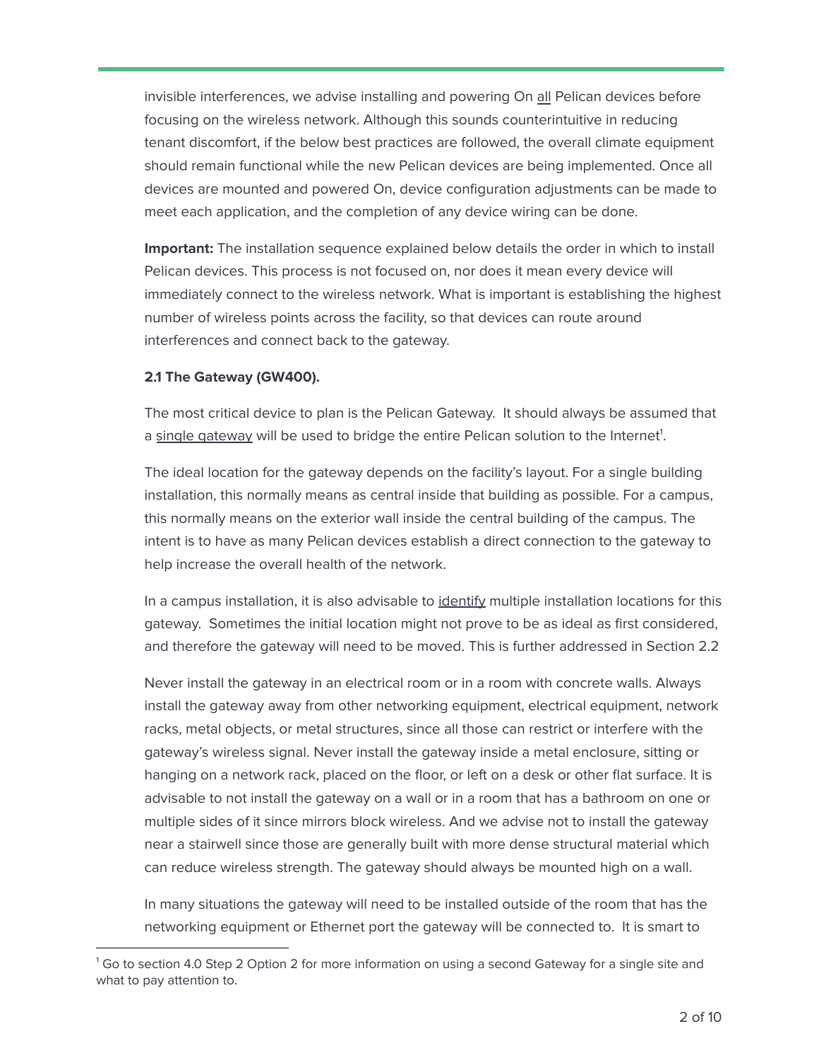invisible interferences, we advise installing and powering On all Pelican devices before focusing on the wireless network. Although this sounds counterintuitive in reducing tenant discomfort, if the below best practices are followed, the overall climate equipment should remain functional while the new Pelican devices are being implemented. Once all devices are mounted and powered On, device configuration adjustments can be made to meet each application, and the completion of any device wiring can be done.

**Important:** The installation sequence explained below details the order in which to install Pelican devices. This process is not focused on, nor does it mean every device will immediately connect to the wireless network. What is important is establishing the highest number of wireless points across the facility, so that devices can route around interferences and connect back to the gateway.

**2.1 The Gateway (GW400).**

The most critical device to plan is the Pelican Gateway. It should always be assumed that a single gateway will be used to bridge the entire Pelican solution to the Internet[1].

The ideal location for the gateway depends on the facility's layout. For a single building installation, this normally means as central inside that building as possible. For a campus, this normally means on the exterior wall inside the central building of the campus. The intent is to have as many Pelican devices establish a direct connection to the gateway to help increase the overall health of the network.

In a campus installation, it is also advisable to identify multiple installation locations for this gateway. Sometimes the initial location might not prove to be as ideal as first considered, and therefore the gateway will need to be moved. This is further addressed in Section 2.2

Never install the gateway in an electrical room or in a room with concrete walls. Always install the gateway away from other networking equipment, electrical equipment, network racks, metal objects, or metal structures, since all those can restrict or interfere with the gateway's wireless signal. Never install the gateway inside a metal enclosure, sitting or hanging on a network rack, placed on the floor, or left on a desk or other flat surface. It is advisable to not install the gateway on a wall or in a room that has a bathroom on one or multiple sides of it since mirrors block wireless. And we advise not to install the gateway near a stairwell since those are generally built with more dense structural material which can reduce wireless strength. The gateway should always be mounted high on a wall.

In many situations the gateway will need to be installed outside of the room that has the networking equipment or Ethernet port the gateway will be connected to. It is smart to

[1] Go to section 4.0 Step 2 Option 2 for more information on using a second Gateway for a single site and what to pay attention to.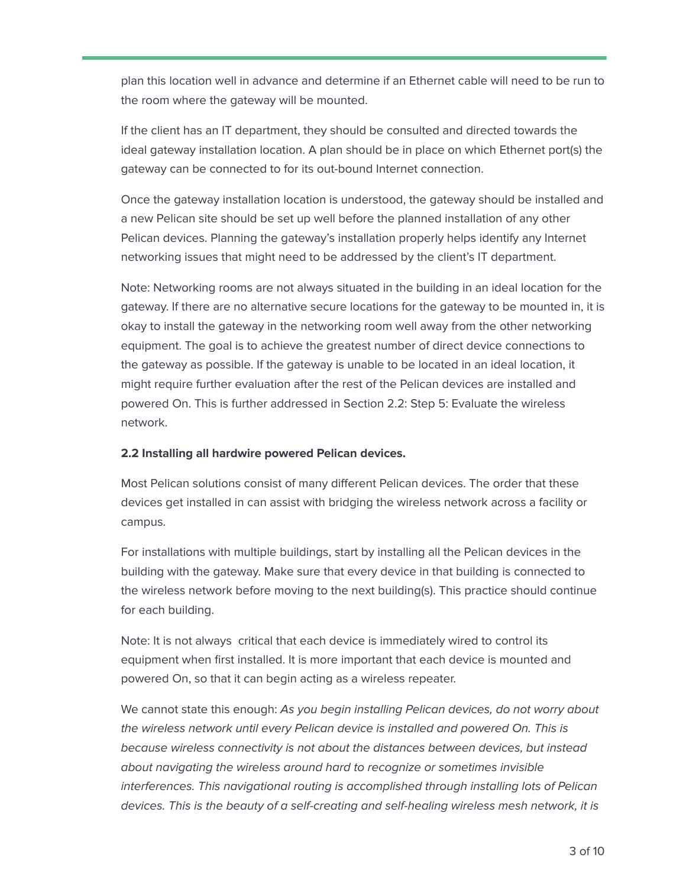plan this location well in advance and determine if an Ethernet cable will need to be run to the room where the gateway will be mounted.

If the client has an IT department, they should be consulted and directed towards the ideal gateway installation location. A plan should be in place on which Ethernet port(s) the gateway can be connected to for its out-bound Internet connection.

Once the gateway installation location is understood, the gateway should be installed and a new Pelican site should be set up well before the planned installation of any other Pelican devices. Planning the gateway's installation properly helps identify any Internet networking issues that might need to be addressed by the client's IT department.

Note: Networking rooms are not always situated in the building in an ideal location for the gateway. If there are no alternative secure locations for the gateway to be mounted in, it is okay to install the gateway in the networking room well away from the other networking equipment. The goal is to achieve the greatest number of direct device connections to the gateway as possible. If the gateway is unable to be located in an ideal location, it might require further evaluation after the rest of the Pelican devices are installed and powered On. This is further addressed in Section 2.2: Step 5: Evaluate the wireless network.

**2.2 Installing all hardwire powered Pelican devices.**

Most Pelican solutions consist of many different Pelican devices. The order that these devices get installed in can assist with bridging the wireless network across a facility or campus.

For installations with multiple buildings, start by installing all the Pelican devices in the building with the gateway. Make sure that every device in that building is connected to the wireless network before moving to the next building(s). This practice should continue for each building.

Note: It is not always critical that each device is immediately wired to control its equipment when first installed. It is more important that each device is mounted and powered On, so that it can begin acting as a wireless repeater.

We cannot state this enough: *As you begin installing Pelican devices, do not worry about the wireless network until every Pelican device is installed and powered On. This is because wireless connectivity is not about the distances between devices, but instead about navigating the wireless around hard to recognize or sometimes invisible interferences. This navigational routing is accomplished through installing lots of Pelican devices. This is the beauty of a self-creating and self-healing wireless mesh network, it is*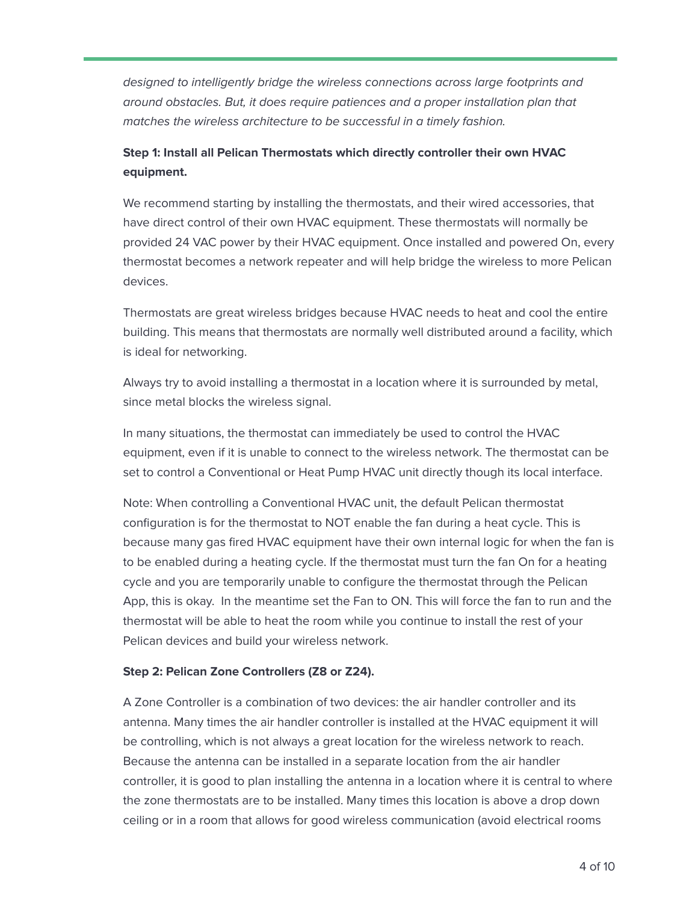*designed to intelligently bridge the wireless connections across large footprints and around obstacles. But, it does require patiences and a proper installation plan that matches the wireless architecture to be successful in a timely fashion.*

**Step 1: Install all Pelican Thermostats which directly controller their own HVAC equipment.**

We recommend starting by installing the thermostats, and their wired accessories, that have direct control of their own HVAC equipment. These thermostats will normally be provided 24 VAC power by their HVAC equipment. Once installed and powered On, every thermostat becomes a network repeater and will help bridge the wireless to more Pelican devices.

Thermostats are great wireless bridges because HVAC needs to heat and cool the entire building. This means that thermostats are normally well distributed around a facility, which is ideal for networking.

Always try to avoid installing a thermostat in a location where it is surrounded by metal, since metal blocks the wireless signal.

In many situations, the thermostat can immediately be used to control the HVAC equipment, even if it is unable to connect to the wireless network. The thermostat can be set to control a Conventional or Heat Pump HVAC unit directly though its local interface.

Note: When controlling a Conventional HVAC unit, the default Pelican thermostat configuration is for the thermostat to NOT enable the fan during a heat cycle. This is because many gas fired HVAC equipment have their own internal logic for when the fan is to be enabled during a heating cycle. If the thermostat must turn the fan On for a heating cycle and you are temporarily unable to configure the thermostat through the Pelican App, this is okay. In the meantime set the Fan to ON. This will force the fan to run and the thermostat will be able to heat the room while you continue to install the rest of your Pelican devices and build your wireless network.

**Step 2: Pelican Zone Controllers (Z8 or Z24).**

A Zone Controller is a combination of two devices: the air handler controller and its antenna. Many times the air handler controller is installed at the HVAC equipment it will be controlling, which is not always a great location for the wireless network to reach. Because the antenna can be installed in a separate location from the air handler controller, it is good to plan installing the antenna in a location where it is central to where the zone thermostats are to be installed. Many times this location is above a drop down ceiling or in a room that allows for good wireless communication (avoid electrical rooms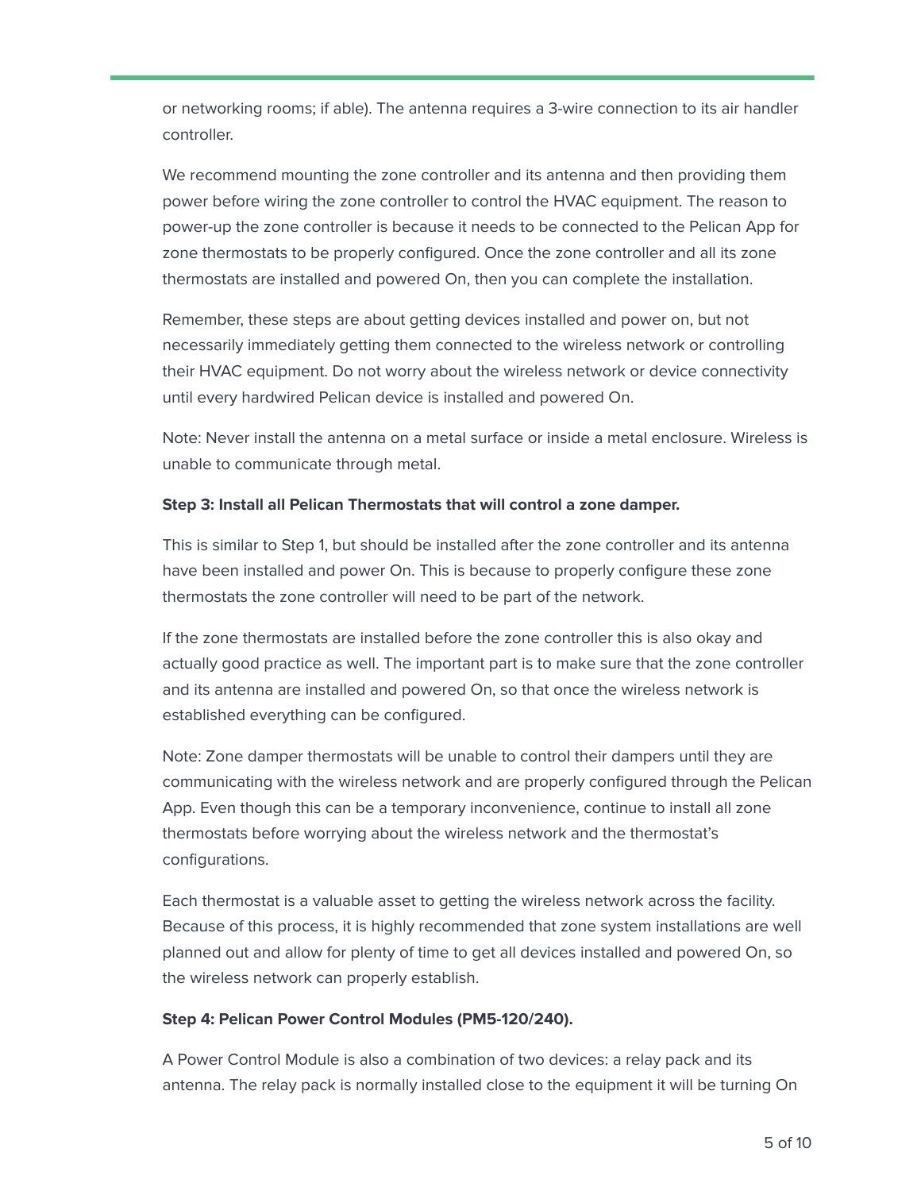or networking rooms; if able). The antenna requires a 3-wire connection to its air handler controller.

We recommend mounting the zone controller and its antenna and then providing them power before wiring the zone controller to control the HVAC equipment. The reason to power-up the zone controller is because it needs to be connected to the Pelican App for zone thermostats to be properly configured. Once the zone controller and all its zone thermostats are installed and powered On, then you can complete the installation.

Remember, these steps are about getting devices installed and power on, but not necessarily immediately getting them connected to the wireless network or controlling their HVAC equipment. Do not worry about the wireless network or device connectivity until every hardwired Pelican device is installed and powered On.

Note: Never install the antenna on a metal surface or inside a metal enclosure. Wireless is unable to communicate through metal.

**Step 3: Install all Pelican Thermostats that will control a zone damper.**

This is similar to Step 1, but should be installed after the zone controller and its antenna have been installed and power On. This is because to properly configure these zone thermostats the zone controller will need to be part of the network.

If the zone thermostats are installed before the zone controller this is also okay and actually good practice as well. The important part is to make sure that the zone controller and its antenna are installed and powered On, so that once the wireless network is established everything can be configured.

Note: Zone damper thermostats will be unable to control their dampers until they are communicating with the wireless network and are properly configured through the Pelican App. Even though this can be a temporary inconvenience, continue to install all zone thermostats before worrying about the wireless network and the thermostat's configurations.

Each thermostat is a valuable asset to getting the wireless network across the facility. Because of this process, it is highly recommended that zone system installations are well planned out and allow for plenty of time to get all devices installed and powered On, so the wireless network can properly establish.

**Step 4: Pelican Power Control Modules (PM5-120/240).**

A Power Control Module is also a combination of two devices: a relay pack and its antenna. The relay pack is normally installed close to the equipment it will be turning On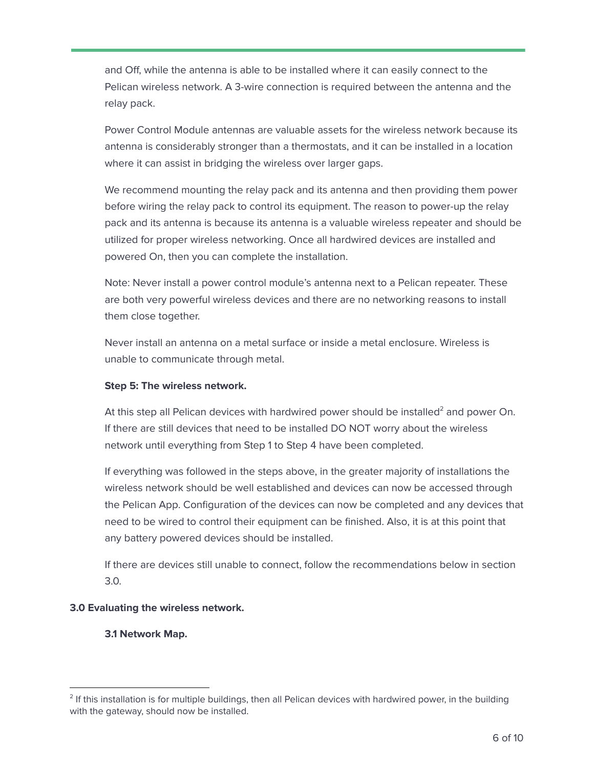and Off, while the antenna is able to be installed where it can easily connect to the Pelican wireless network. A 3-wire connection is required between the antenna and the relay pack.

Power Control Module antennas are valuable assets for the wireless network because its antenna is considerably stronger than a thermostats, and it can be installed in a location where it can assist in bridging the wireless over larger gaps.

We recommend mounting the relay pack and its antenna and then providing them power before wiring the relay pack to control its equipment. The reason to power-up the relay pack and its antenna is because its antenna is a valuable wireless repeater and should be utilized for proper wireless networking. Once all hardwired devices are installed and powered On, then you can complete the installation.

Note: Never install a power control module's antenna next to a Pelican repeater. These are both very powerful wireless devices and there are no networking reasons to install them close together.

Never install an antenna on a metal surface or inside a metal enclosure. Wireless is unable to communicate through metal.

**Step 5: The wireless network.**

At this step all Pelican devices with hardwired power should be installed[2] and power On. If there are still devices that need to be installed DO NOT worry about the wireless network until everything from Step 1 to Step 4 have been completed.

If everything was followed in the steps above, in the greater majority of installations the wireless network should be well established and devices can now be accessed through the Pelican App. Configuration of the devices can now be completed and any devices that need to be wired to control their equipment can be finished. Also, it is at this point that any battery powered devices should be installed.

If there are devices still unable to connect, follow the recommendations below in section 3.0.

## 3.0 Evaluating the wireless network.

### 3.1 Network Map.

[2] If this installation is for multiple buildings, then all Pelican devices with hardwired power, in the building with the gateway, should now be installed.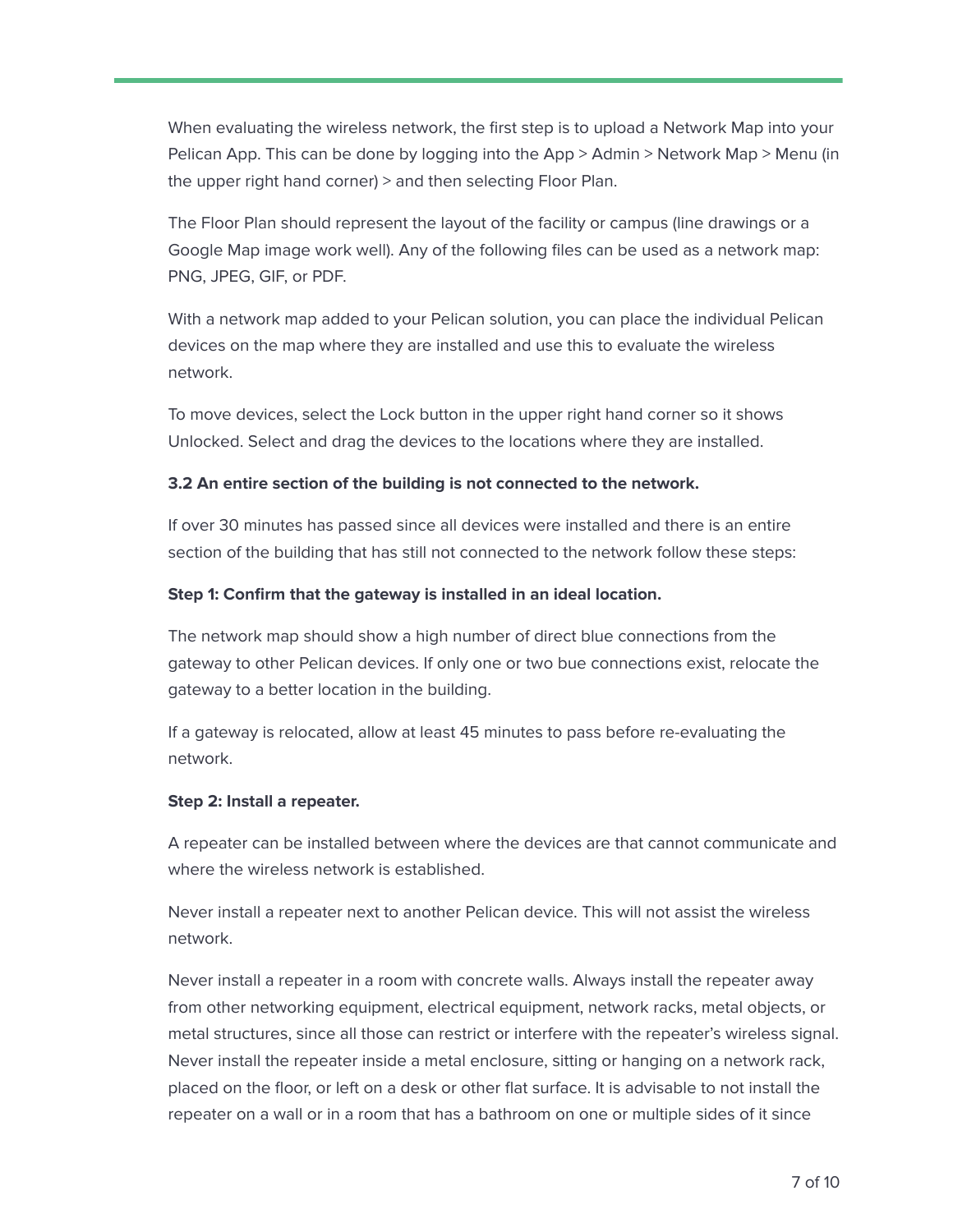When evaluating the wireless network, the first step is to upload a Network Map into your Pelican App. This can be done by logging into the App > Admin > Network Map > Menu (in the upper right hand corner) > and then selecting Floor Plan.

The Floor Plan should represent the layout of the facility or campus (line drawings or a Google Map image work well). Any of the following files can be used as a network map: PNG, JPEG, GIF, or PDF.

With a network map added to your Pelican solution, you can place the individual Pelican devices on the map where they are installed and use this to evaluate the wireless network.

To move devices, select the Lock button in the upper right hand corner so it shows Unlocked. Select and drag the devices to the locations where they are installed.

**3.2 An entire section of the building is not connected to the network.**

If over 30 minutes has passed since all devices were installed and there is an entire section of the building that has still not connected to the network follow these steps:

**Step 1: Confirm that the gateway is installed in an ideal location.**

The network map should show a high number of direct blue connections from the gateway to other Pelican devices. If only one or two bue connections exist, relocate the gateway to a better location in the building.

If a gateway is relocated, allow at least 45 minutes to pass before re-evaluating the network.

**Step 2: Install a repeater.**

A repeater can be installed between where the devices are that cannot communicate and where the wireless network is established.

Never install a repeater next to another Pelican device. This will not assist the wireless network.

Never install a repeater in a room with concrete walls. Always install the repeater away from other networking equipment, electrical equipment, network racks, metal objects, or metal structures, since all those can restrict or interfere with the repeater's wireless signal. Never install the repeater inside a metal enclosure, sitting or hanging on a network rack, placed on the floor, or left on a desk or other flat surface. It is advisable to not install the repeater on a wall or in a room that has a bathroom on one or multiple sides of it since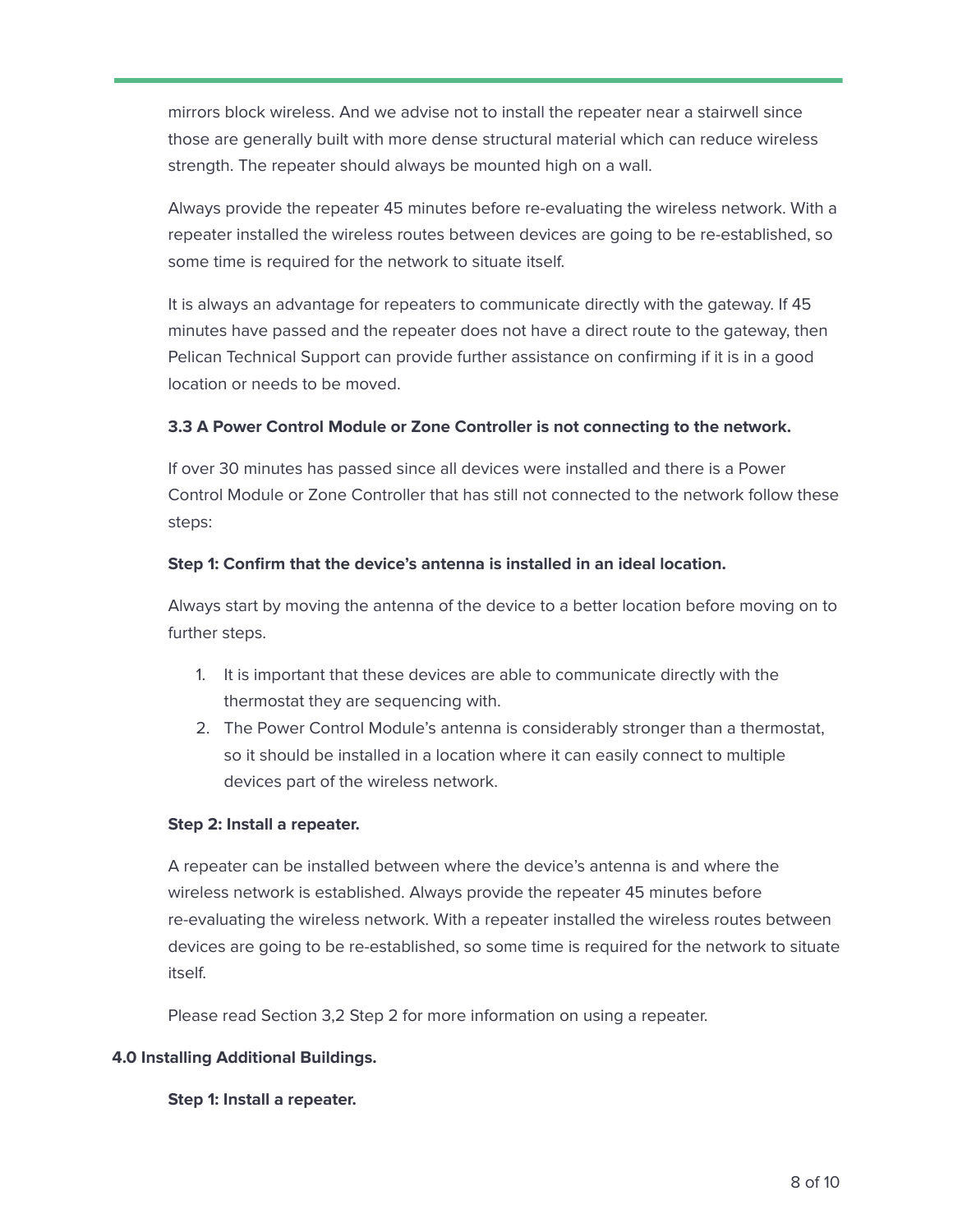mirrors block wireless. And we advise not to install the repeater near a stairwell since those are generally built with more dense structural material which can reduce wireless strength. The repeater should always be mounted high on a wall.

Always provide the repeater 45 minutes before re-evaluating the wireless network. With a repeater installed the wireless routes between devices are going to be re-established, so some time is required for the network to situate itself.

It is always an advantage for repeaters to communicate directly with the gateway. If 45 minutes have passed and the repeater does not have a direct route to the gateway, then Pelican Technical Support can provide further assistance on confirming if it is in a good location or needs to be moved.

**3.3 A Power Control Module or Zone Controller is not connecting to the network.**

If over 30 minutes has passed since all devices were installed and there is a Power Control Module or Zone Controller that has still not connected to the network follow these steps:

**Step 1: Confirm that the device's antenna is installed in an ideal location.**

Always start by moving the antenna of the device to a better location before moving on to further steps.

1. It is important that these devices are able to communicate directly with the thermostat they are sequencing with.
2. The Power Control Module's antenna is considerably stronger than a thermostat, so it should be installed in a location where it can easily connect to multiple devices part of the wireless network.

**Step 2: Install a repeater.**

A repeater can be installed between where the device's antenna is and where the wireless network is established. Always provide the repeater 45 minutes before re-evaluating the wireless network. With a repeater installed the wireless routes between devices are going to be re-established, so some time is required for the network to situate itself.

Please read Section 3,2 Step 2 for more information on using a repeater.

**4.0 Installing Additional Buildings.**

**Step 1: Install a repeater.**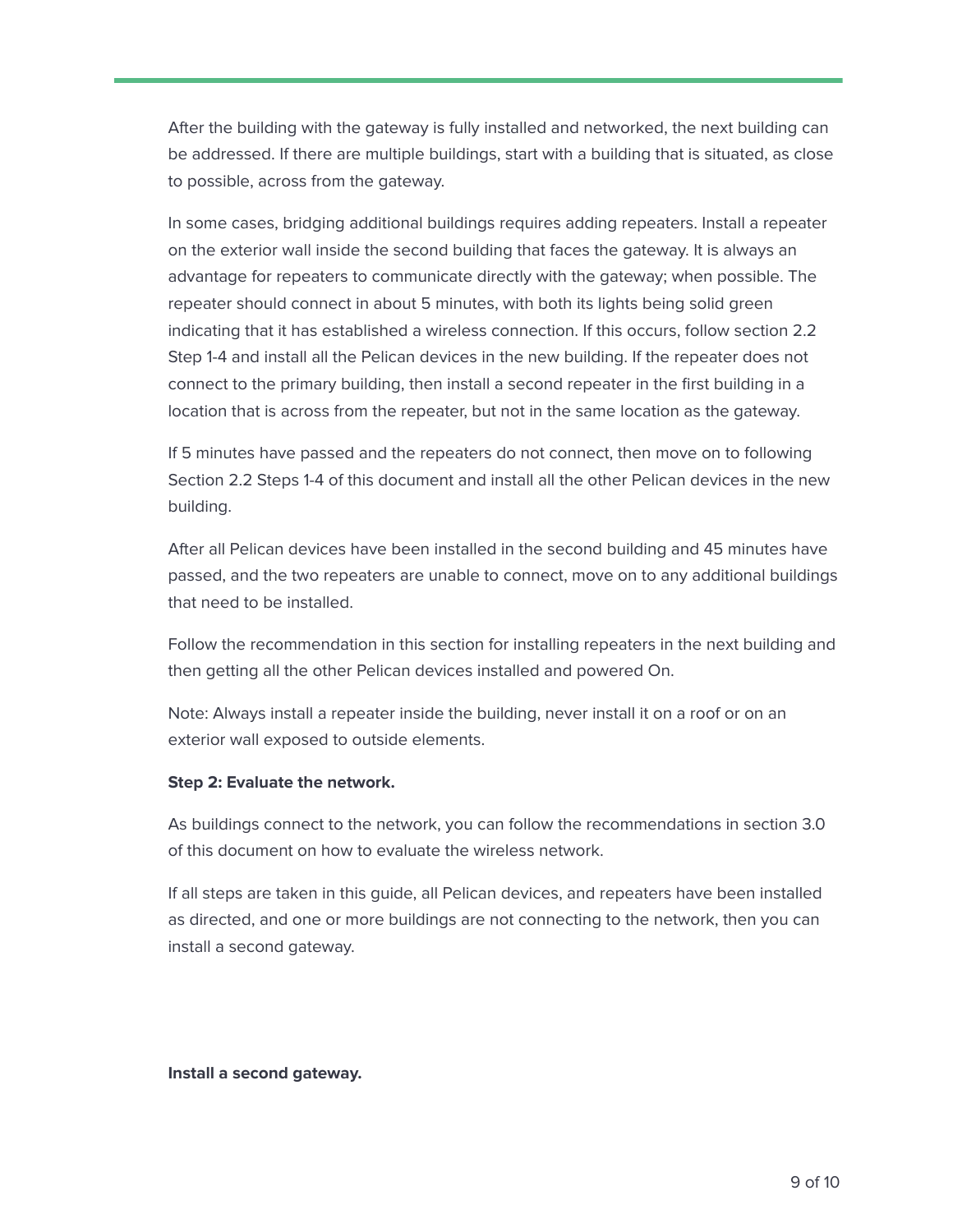After the building with the gateway is fully installed and networked, the next building can be addressed. If there are multiple buildings, start with a building that is situated, as close to possible, across from the gateway.

In some cases, bridging additional buildings requires adding repeaters. Install a repeater on the exterior wall inside the second building that faces the gateway. It is always an advantage for repeaters to communicate directly with the gateway; when possible. The repeater should connect in about 5 minutes, with both its lights being solid green indicating that it has established a wireless connection. If this occurs, follow section 2.2 Step 1-4 and install all the Pelican devices in the new building. If the repeater does not connect to the primary building, then install a second repeater in the first building in a location that is across from the repeater, but not in the same location as the gateway.

If 5 minutes have passed and the repeaters do not connect, then move on to following Section 2.2 Steps 1-4 of this document and install all the other Pelican devices in the new building.

After all Pelican devices have been installed in the second building and 45 minutes have passed, and the two repeaters are unable to connect, move on to any additional buildings that need to be installed.

Follow the recommendation in this section for installing repeaters in the next building and then getting all the other Pelican devices installed and powered On.

Note: Always install a repeater inside the building, never install it on a roof or on an exterior wall exposed to outside elements.

**Step 2: Evaluate the network.**

As buildings connect to the network, you can follow the recommendations in section 3.0 of this document on how to evaluate the wireless network.

If all steps are taken in this guide, all Pelican devices, and repeaters have been installed as directed, and one or more buildings are not connecting to the network, then you can install a second gateway.

**Install a second gateway.**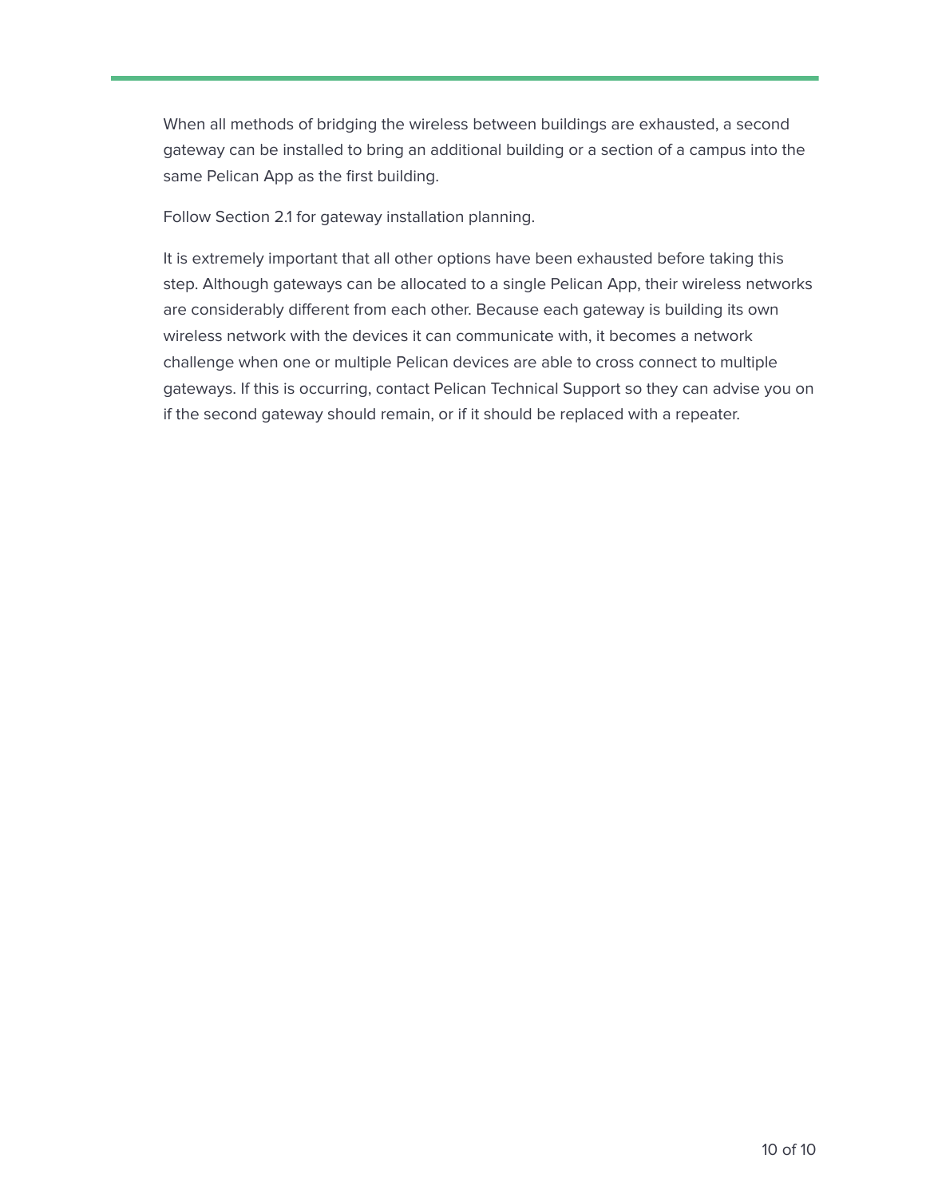When all methods of bridging the wireless between buildings are exhausted, a second gateway can be installed to bring an additional building or a section of a campus into the same Pelican App as the first building.

Follow Section 2.1 for gateway installation planning.

It is extremely important that all other options have been exhausted before taking this step. Although gateways can be allocated to a single Pelican App, their wireless networks are considerably different from each other. Because each gateway is building its own wireless network with the devices it can communicate with, it becomes a network challenge when one or multiple Pelican devices are able to cross connect to multiple gateways. If this is occurring, contact Pelican Technical Support so they can advise you on if the second gateway should remain, or if it should be replaced with a repeater.